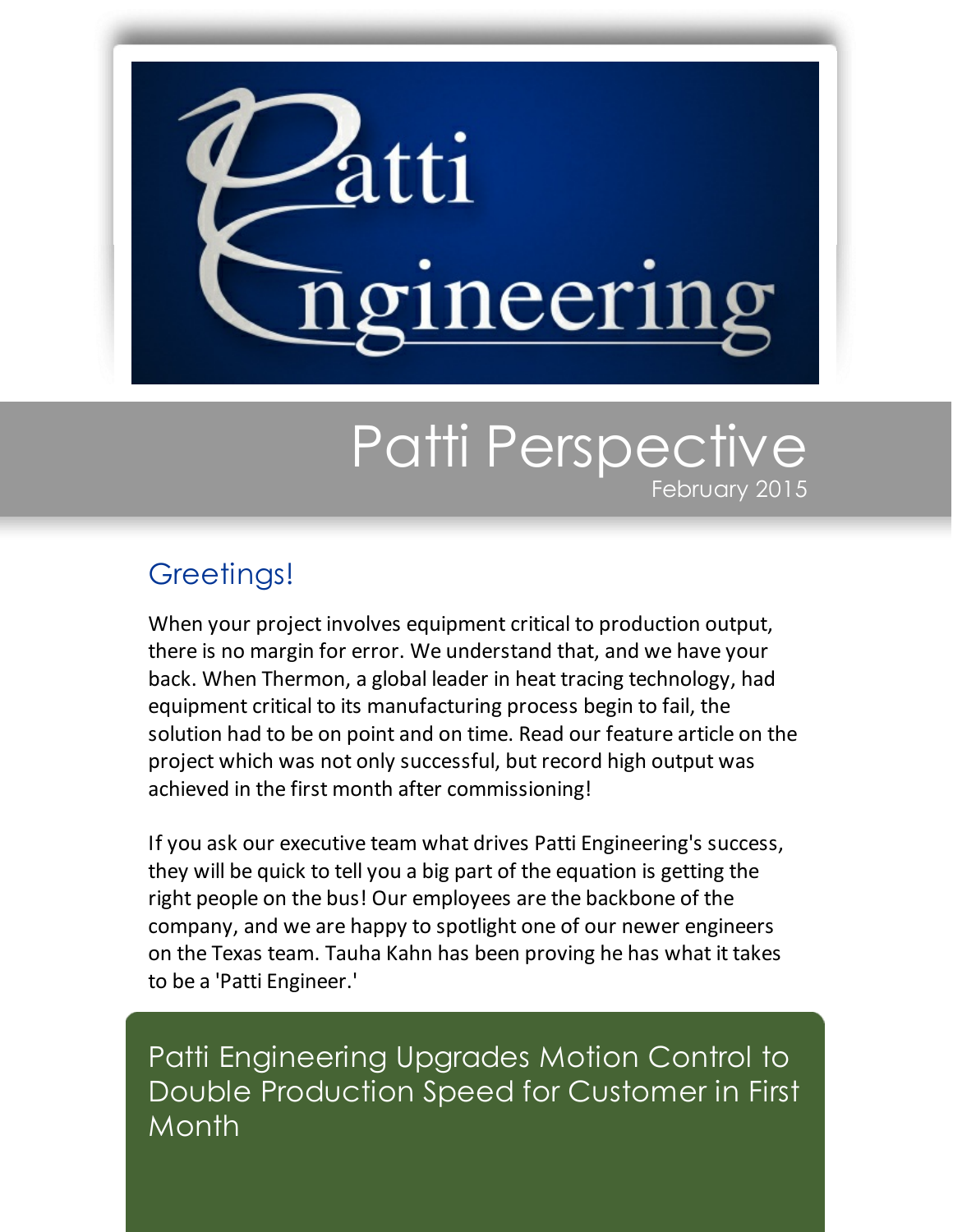# Patti Engineering

# Patti Perspective

February 2015

## Greetings!

When your project involves equipment critical to production output, there is no margin for error. We understand that, and we have your back. When Thermon, a global leader in heat tracing technology, had equipment critical to its manufacturing process begin to fail, the solution had to be on point and on time. Read our feature article on the project which was not only successful, but record high output was achieved in the first month after commissioning!

If you ask our executive team what drives Patti Engineering's success, they will be quick to tell you a big part of the equation is getting the right people on the bus! Our employees are the backbone of the company, and we are happy to spotlight one of our newer engineers on the Texas team. Tauha Kahn has been proving he has what it takes to be a 'Patti Engineer.'

## Patti Engineering Upgrades Motion Control to Double Production Speed for Customer in First Month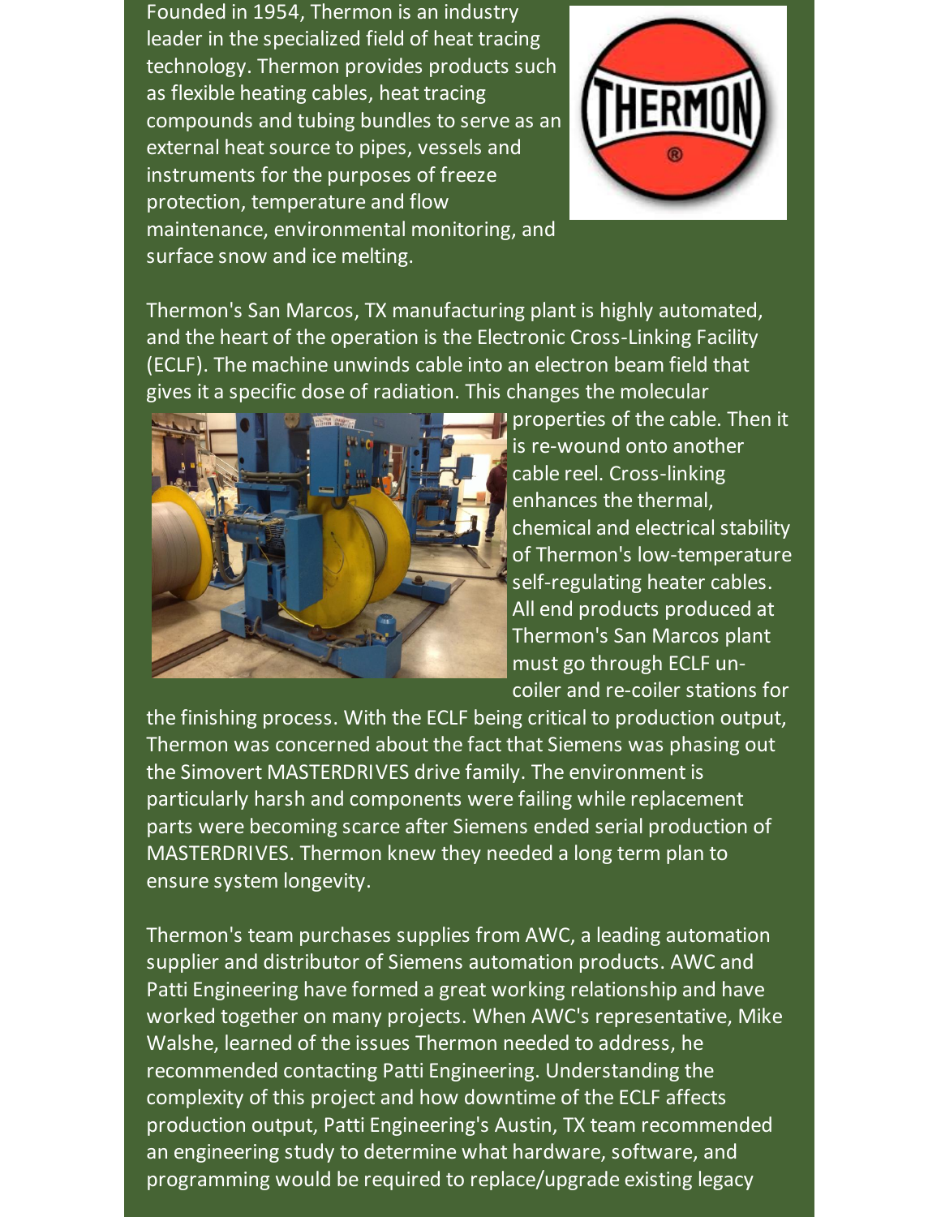Founded in 1954, Thermon is an industry leader in the specialized field of heat tracing technology. Thermon provides products such as flexible heating cables, heat tracing compounds and tubing bundles to serve as an external heat source to pipes, vessels and instruments for the purposes of freeze protection, temperature and flow maintenance, environmental monitoring, and surface snow and ice melting.

Thermon's San Marcos, TX manufacturing plant is highly automated, and the heart of the operation is the Electronic Cross-Linking Facility (ECLF). The machine unwinds cable into an electron beam field that gives it a specific dose of radiation. This changes the molecular properties of the cable. Then it is re-wound onto another cable reel. Cross-linking enhances the thermal, chemical and electrical stability of Thermon's low-temperature self-regulating heater cables. All end products produced at Thermon's San Marcos plant must go through ECLF un-coiler and re-coiler stations for the finishing process. With the ECLF being critical to production output, Thermon was concerned about the fact that Siemens was phasing out the Simovert MASTERDRIVES drive family. The environment is particularly harsh and components were failing while replacement parts were becoming scarce after Siemens ended serial production of MASTERDRIVES. Thermon knew they needed a long term plan to ensure system longevity.

Thermon's team purchases supplies from AWC, a leading automation supplier and distributor of Siemens automation products. AWC and Patti Engineering have formed a great working relationship and have worked together on many projects. When AWC's representative, Mike Walshe, learned of the issues Thermon needed to address, he recommended contacting Patti Engineering. Understanding the complexity of this project and how downtime of the ECLF affects production output, Patti Engineering's Austin, TX team recommended an engineering study to determine what hardware, software, and programming would be required to replace/upgrade existing legacy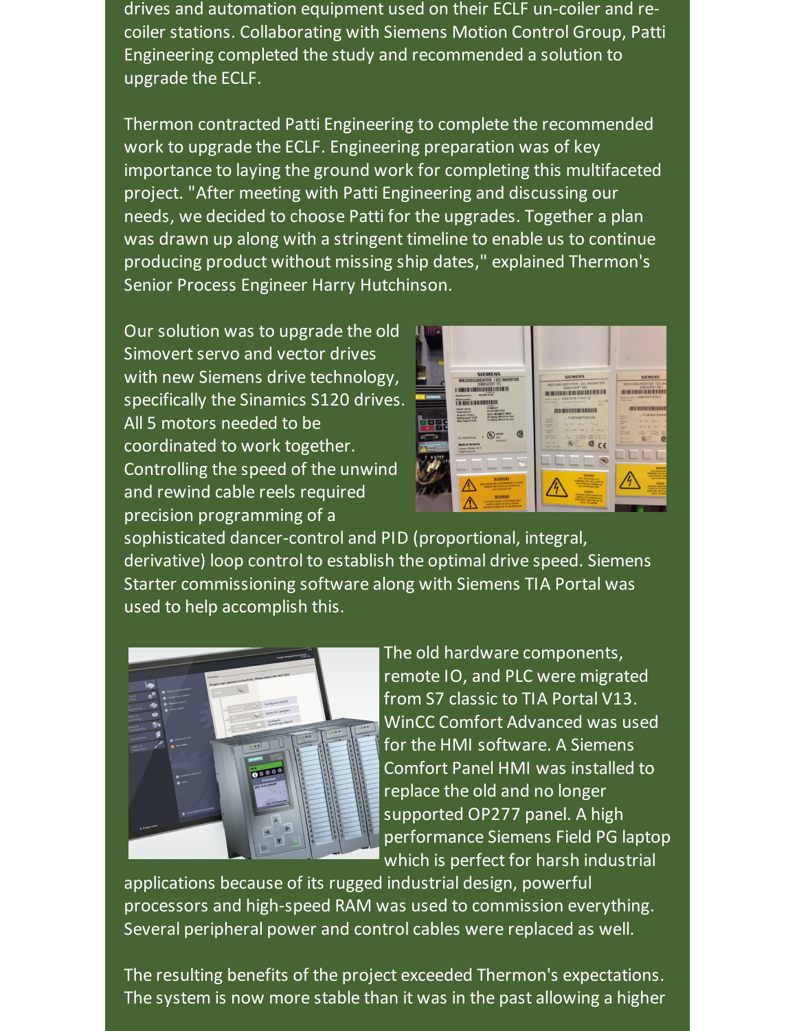drives and automation equipment used on their ECLF un-coiler and re-coiler stations. Collaborating with Siemens Motion Control Group, Patti Engineering completed the study and recommended a solution to upgrade the ECLF.

Thermon contracted Patti Engineering to complete the recommended work to upgrade the ECLF. Engineering preparation was of key importance to laying the ground work for completing this multifaceted project. "After meeting with Patti Engineering and discussing our needs, we decided to choose Patti for the upgrades. Together a plan was drawn up along with a stringent timeline to enable us to continue producing product without missing ship dates," explained Thermon's Senior Process Engineer Harry Hutchinson.

Our solution was to upgrade the old Simovert servo and vector drives with new Siemens drive technology, specifically the Sinamics S120 drives. All 5 motors needed to be coordinated to work together. Controlling the speed of the unwind and rewind cable reels required precision programming of a sophisticated dancer-control and PID (proportional, integral, derivative) loop control to establish the optimal drive speed. Siemens Starter commissioning software along with Siemens TIA Portal was used to help accomplish this.

The old hardware components, remote IO, and PLC were migrated from S7 classic to TIA Portal V13. WinCC Comfort Advanced was used for the HMI software. A Siemens Comfort Panel HMI was installed to replace the old and no longer supported OP277 panel. A high performance Siemens Field PG laptop which is perfect for harsh industrial applications because of its rugged industrial design, powerful processors and high-speed RAM was used to commission everything. Several peripheral power and control cables were replaced as well.

The resulting benefits of the project exceeded Thermon's expectations. The system is now more stable than it was in the past allowing a higher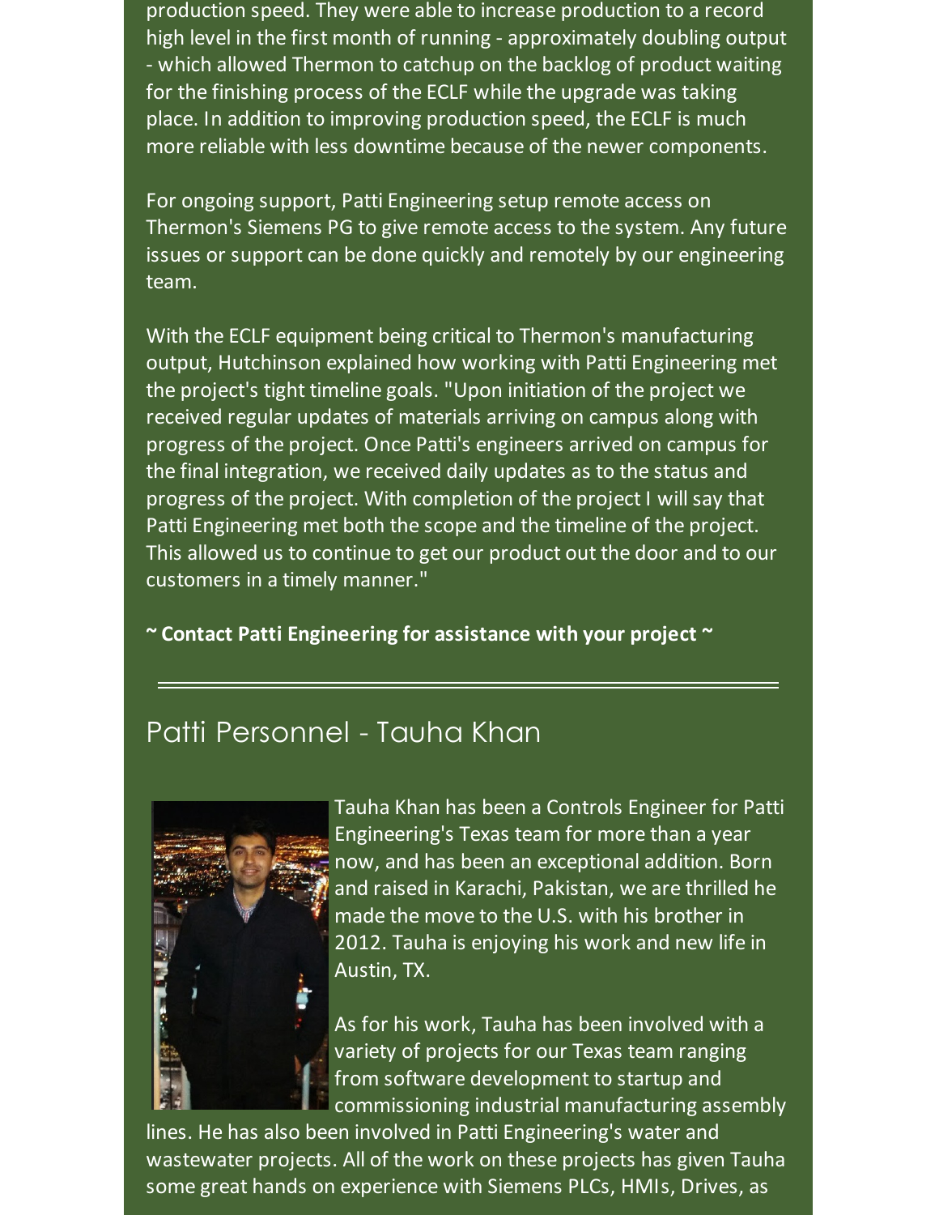production speed. They were able to increase production to a record high level in the first month of running - approximately doubling output - which allowed Thermon to catchup on the backlog of product waiting for the finishing process of the ECLF while the upgrade was taking place. In addition to improving production speed, the ECLF is much more reliable with less downtime because of the newer components.

For ongoing support, Patti Engineering setup remote access on Thermon's Siemens PG to give remote access to the system. Any future issues or support can be done quickly and remotely by our engineering team.

With the ECLF equipment being critical to Thermon's manufacturing output, Hutchinson explained how working with Patti Engineering met the project's tight timeline goals. "Upon initiation of the project we received regular updates of materials arriving on campus along with progress of the project. Once Patti's engineers arrived on campus for the final integration, we received daily updates as to the status and progress of the project. With completion of the project I will say that Patti Engineering met both the scope and the timeline of the project. This allowed us to continue to get our product out the door and to our customers in a timely manner."

**~ Contact Patti Engineering for assistance with your project ~**

---

## Patti Personnel - Tauha Khan

Tauha Khan has been a Controls Engineer for Patti Engineering's Texas team for more than a year now, and has been an exceptional addition. Born and raised in Karachi, Pakistan, we are thrilled he made the move to the U.S. with his brother in 2012. Tauha is enjoying his work and new life in Austin, TX.

As for his work, Tauha has been involved with a variety of projects for our Texas team ranging from software development to startup and commissioning industrial manufacturing assembly lines. He has also been involved in Patti Engineering's water and wastewater projects. All of the work on these projects has given Tauha some great hands on experience with Siemens PLCs, HMIs, Drives, as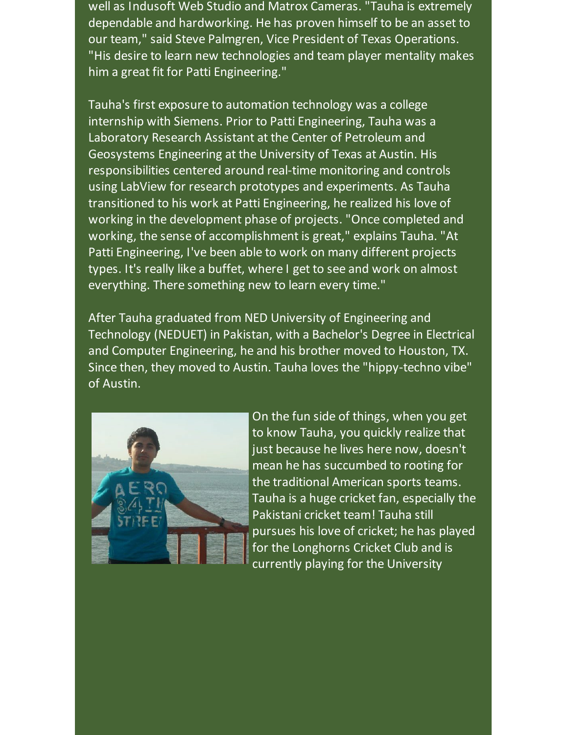well as Indusoft Web Studio and Matrox Cameras. "Tauha is extremely dependable and hardworking. He has proven himself to be an asset to our team," said Steve Palmgren, Vice President of Texas Operations. "His desire to learn new technologies and team player mentality makes him a great fit for Patti Engineering."

Tauha's first exposure to automation technology was a college internship with Siemens. Prior to Patti Engineering, Tauha was a Laboratory Research Assistant at the Center of Petroleum and Geosystems Engineering at the University of Texas at Austin. His responsibilities centered around real-time monitoring and controls using LabView for research prototypes and experiments. As Tauha transitioned to his work at Patti Engineering, he realized his love of working in the development phase of projects. "Once completed and working, the sense of accomplishment is great," explains Tauha. "At Patti Engineering, I've been able to work on many different projects types. It's really like a buffet, where I get to see and work on almost everything. There something new to learn every time."

After Tauha graduated from NED University of Engineering and Technology (NEDUET) in Pakistan, with a Bachelor's Degree in Electrical and Computer Engineering, he and his brother moved to Houston, TX. Since then, they moved to Austin. Tauha loves the "hippy-techno vibe" of Austin.

On the fun side of things, when you get to know Tauha, you quickly realize that just because he lives here now, doesn't mean he has succumbed to rooting for the traditional American sports teams. Tauha is a huge cricket fan, especially the Pakistani cricket team! Tauha still pursues his love of cricket; he has played for the Longhorns Cricket Club and is currently playing for the University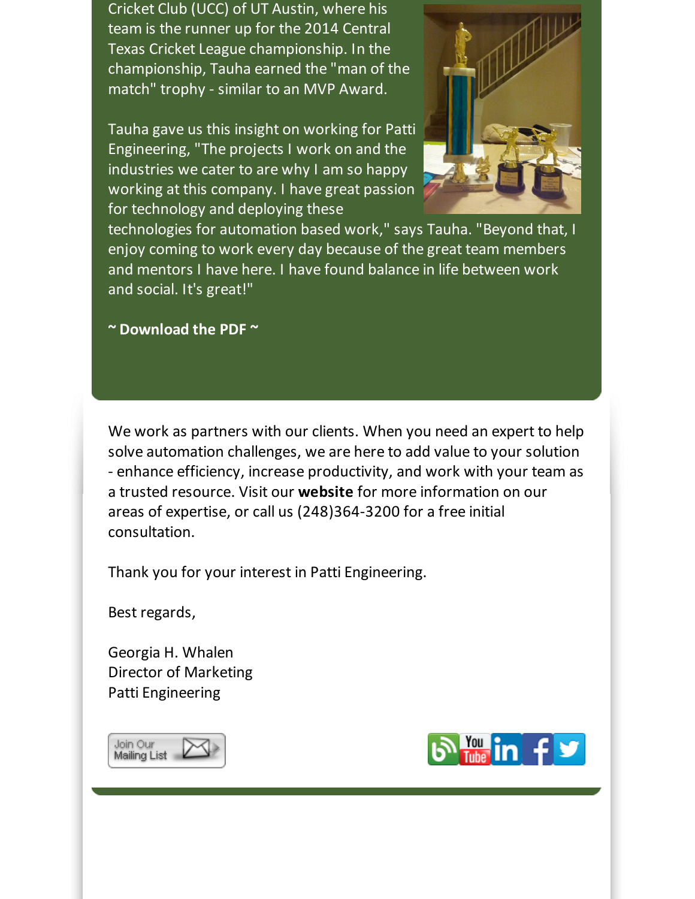Cricket Club (UCC) of UT Austin, where his team is the runner up for the 2014 Central Texas Cricket League championship. In the championship, Tauha earned the "man of the match" trophy - similar to an MVP Award.

Tauha gave us this insight on working for Patti Engineering, "The projects I work on and the industries we cater to are why I am so happy working at this company. I have great passion for technology and deploying these technologies for automation based work," says Tauha. "Beyond that, I enjoy coming to work every day because of the great team members and mentors I have here. I have found balance in life between work and social. It's great!"

**~ Download the PDF ~**

We work as partners with our clients. When you need an expert to help solve automation challenges, we are here to add value to your solution - enhance efficiency, increase productivity, and work with your team as a trusted resource. Visit our **website** for more information on our areas of expertise, or call us (248)364-3200 for a free initial consultation.

Thank you for your interest in Patti Engineering.

Best regards,

Georgia H. Whalen
Director of Marketing
Patti Engineering

Join Our Mailing List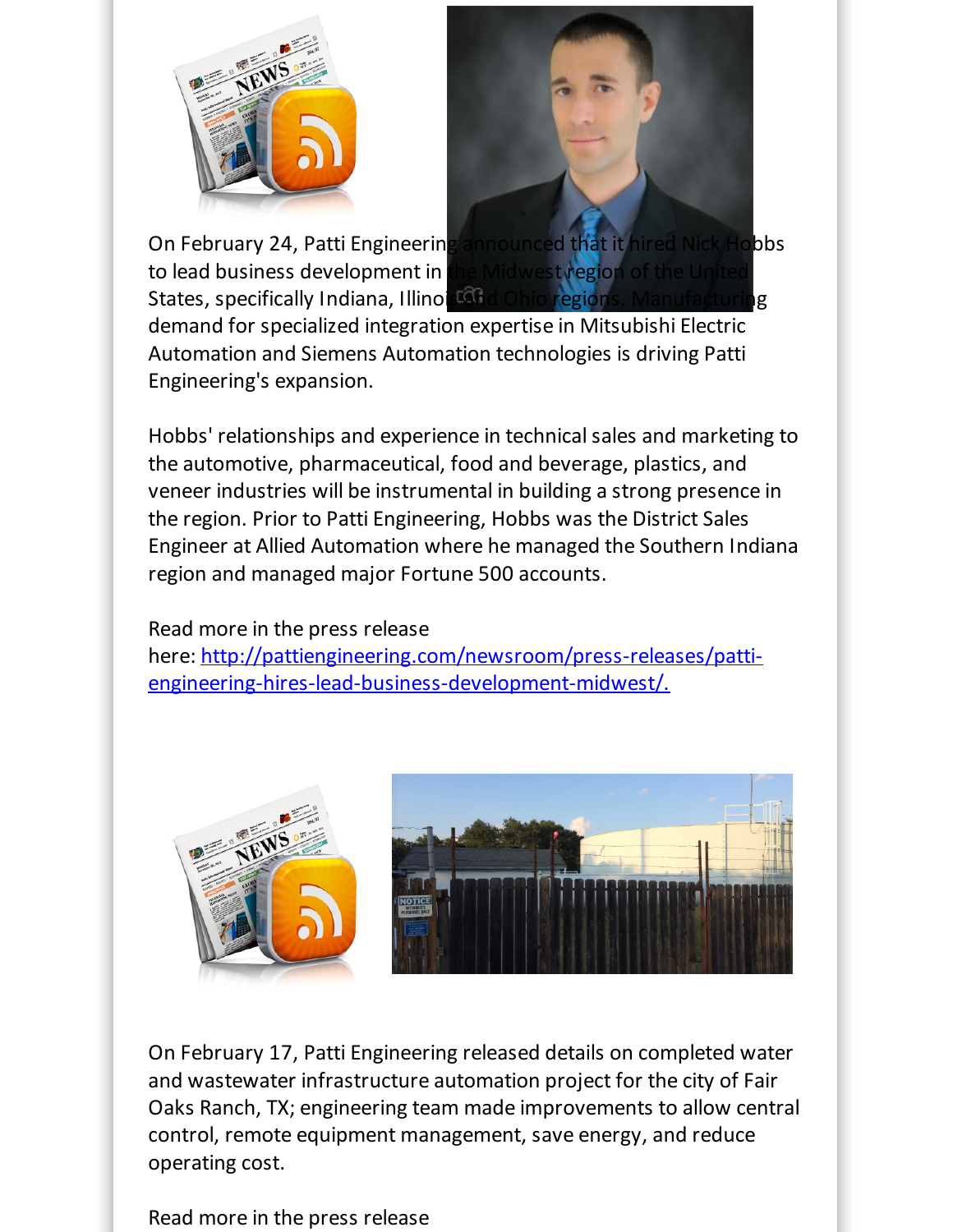On February 24, Patti Engineering announced that it hired Nick Hobbs to lead business development in the Midwest region of the United States, specifically Indiana, Illinois and Ohio regions. Manufacturing demand for specialized integration expertise in Mitsubishi Electric Automation and Siemens Automation technologies is driving Patti Engineering's expansion.

Hobbs' relationships and experience in technical sales and marketing to the automotive, pharmaceutical, food and beverage, plastics, and veneer industries will be instrumental in building a strong presence in the region. Prior to Patti Engineering, Hobbs was the District Sales Engineer at Allied Automation where he managed the Southern Indiana region and managed major Fortune 500 accounts.

Read more in the press release here: [http://pattiengineering.com/newsroom/press-releases/patti-engineering-hires-lead-business-development-midwest/.](http://pattiengineering.com/newsroom/press-releases/patti-engineering-hires-lead-business-development-midwest/)

On February 17, Patti Engineering released details on completed water and wastewater infrastructure automation project for the city of Fair Oaks Ranch, TX; engineering team made improvements to allow central control, remote equipment management, save energy, and reduce operating cost.

Read more in the press release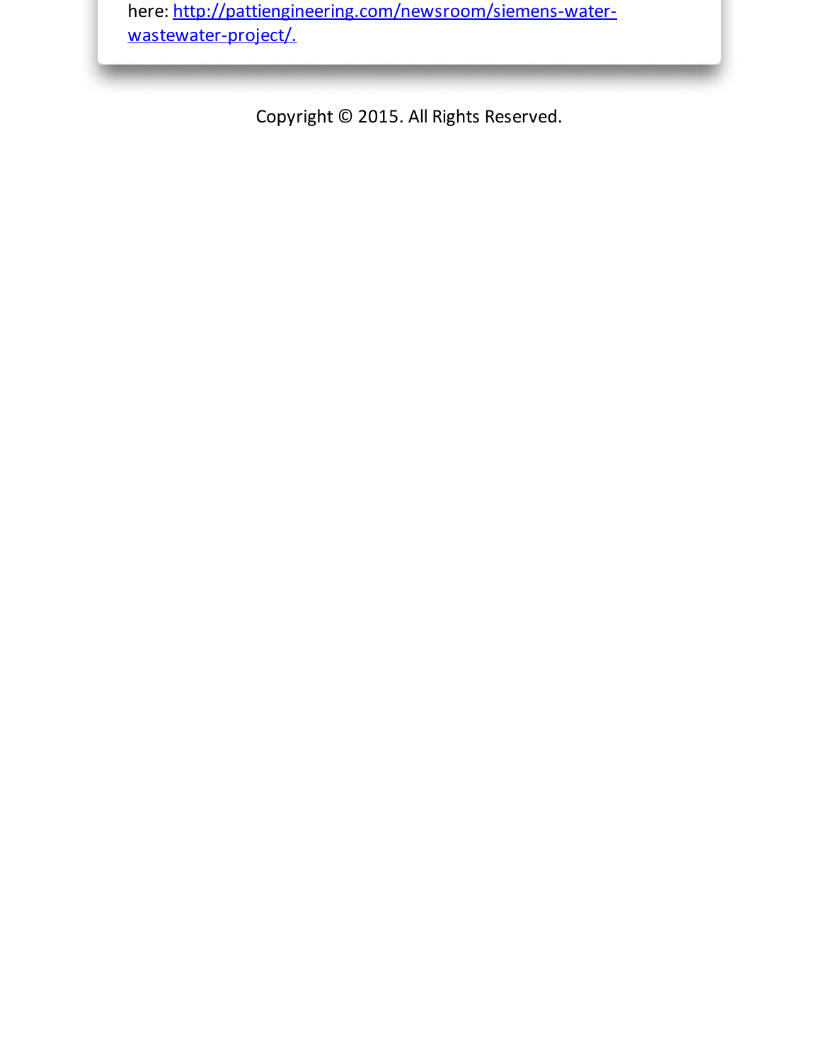here: [http://pattiengineering.com/newsroom/siemens-water-wastewater-project/.](http://pattiengineering.com/newsroom/siemens-water-wastewater-project/)

Copyright © 2015. All Rights Reserved.